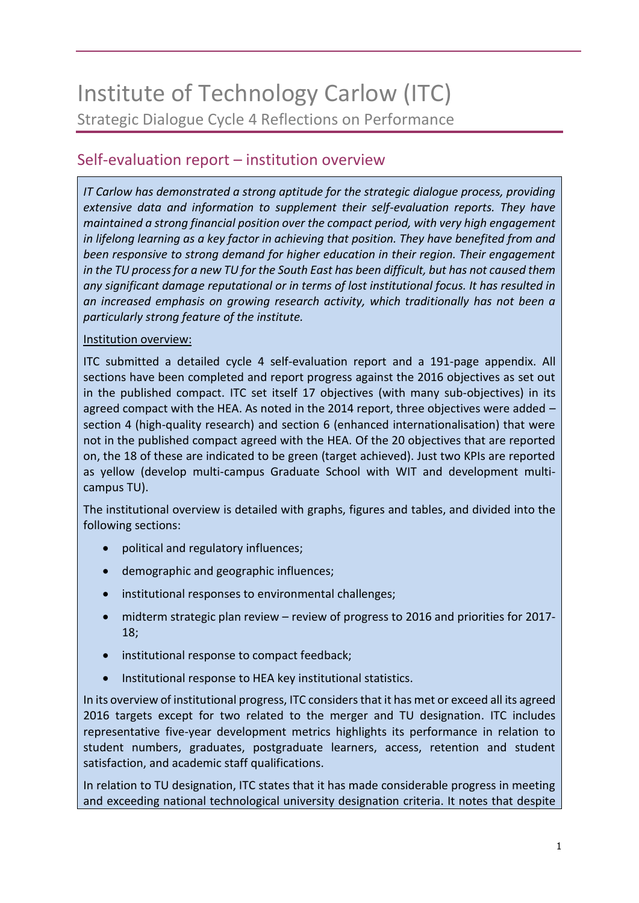# Institute of Technology Carlow (ITC)

Strategic Dialogue Cycle 4 Reflections on Performance

## Self-evaluation report – institution overview

*IT Carlow has demonstrated a strong aptitude for the strategic dialogue process, providing extensive data and information to supplement their self-evaluation reports. They have maintained a strong financial position over the compact period, with very high engagement in lifelong learning as a key factor in achieving that position. They have benefited from and been responsive to strong demand for higher education in their region. Their engagement in the TU process for a new TU for the South East has been difficult, but has not caused them any significant damage reputational or in terms of lost institutional focus. It has resulted in an increased emphasis on growing research activity, which traditionally has not been a particularly strong feature of the institute.*

Institution overview:

ITC submitted a detailed cycle 4 self-evaluation report and a 191-page appendix. All sections have been completed and report progress against the 2016 objectives as set out in the published compact. ITC set itself 17 objectives (with many sub-objectives) in its agreed compact with the HEA. As noted in the 2014 report, three objectives were added – section 4 (high-quality research) and section 6 (enhanced internationalisation) that were not in the published compact agreed with the HEA. Of the 20 objectives that are reported on, the 18 of these are indicated to be green (target achieved). Just two KPIs are reported as yellow (develop multi-campus Graduate School with WIT and development multi-campus TU).

The institutional overview is detailed with graphs, figures and tables, and divided into the following sections:

- political and regulatory influences;
- demographic and geographic influences;
- institutional responses to environmental challenges;
- midterm strategic plan review – review of progress to 2016 and priorities for 2017-18;
- institutional response to compact feedback;
- Institutional response to HEA key institutional statistics.

In its overview of institutional progress, ITC considers that it has met or exceed all its agreed 2016 targets except for two related to the merger and TU designation. ITC includes representative five-year development metrics highlights its performance in relation to student numbers, graduates, postgraduate learners, access, retention and student satisfaction, and academic staff qualifications.

In relation to TU designation, ITC states that it has made considerable progress in meeting and exceeding national technological university designation criteria. It notes that despite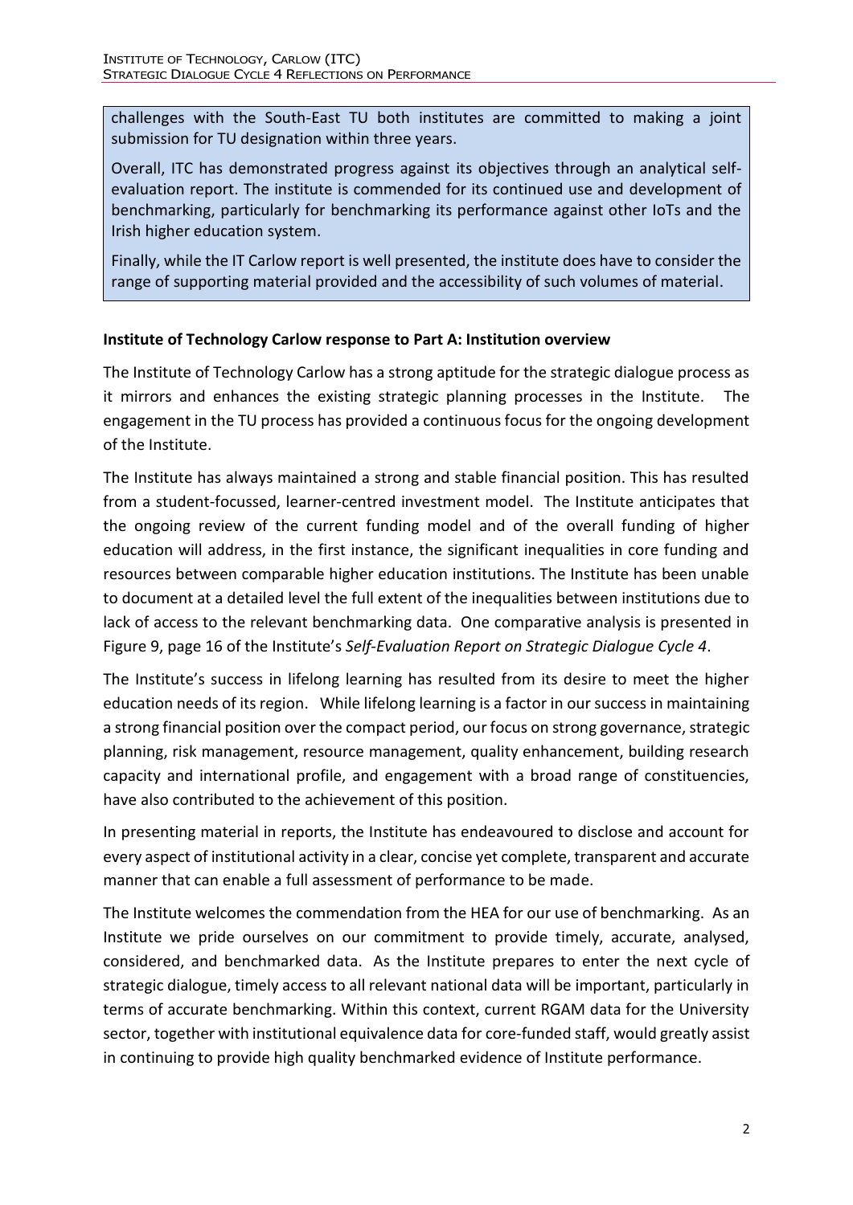challenges with the South-East TU both institutes are committed to making a joint submission for TU designation within three years.

Overall, ITC has demonstrated progress against its objectives through an analytical self-evaluation report. The institute is commended for its continued use and development of benchmarking, particularly for benchmarking its performance against other IoTs and the Irish higher education system.

Finally, while the IT Carlow report is well presented, the institute does have to consider the range of supporting material provided and the accessibility of such volumes of material.

**Institute of Technology Carlow response to Part A: Institution overview**

The Institute of Technology Carlow has a strong aptitude for the strategic dialogue process as it mirrors and enhances the existing strategic planning processes in the Institute. The engagement in the TU process has provided a continuous focus for the ongoing development of the Institute.

The Institute has always maintained a strong and stable financial position. This has resulted from a student-focussed, learner-centred investment model. The Institute anticipates that the ongoing review of the current funding model and of the overall funding of higher education will address, in the first instance, the significant inequalities in core funding and resources between comparable higher education institutions. The Institute has been unable to document at a detailed level the full extent of the inequalities between institutions due to lack of access to the relevant benchmarking data. One comparative analysis is presented in Figure 9, page 16 of the Institute's *Self-Evaluation Report on Strategic Dialogue Cycle 4*.

The Institute's success in lifelong learning has resulted from its desire to meet the higher education needs of its region. While lifelong learning is a factor in our success in maintaining a strong financial position over the compact period, our focus on strong governance, strategic planning, risk management, resource management, quality enhancement, building research capacity and international profile, and engagement with a broad range of constituencies, have also contributed to the achievement of this position.

In presenting material in reports, the Institute has endeavoured to disclose and account for every aspect of institutional activity in a clear, concise yet complete, transparent and accurate manner that can enable a full assessment of performance to be made.

The Institute welcomes the commendation from the HEA for our use of benchmarking. As an Institute we pride ourselves on our commitment to provide timely, accurate, analysed, considered, and benchmarked data. As the Institute prepares to enter the next cycle of strategic dialogue, timely access to all relevant national data will be important, particularly in terms of accurate benchmarking. Within this context, current RGAM data for the University sector, together with institutional equivalence data for core-funded staff, would greatly assist in continuing to provide high quality benchmarked evidence of Institute performance.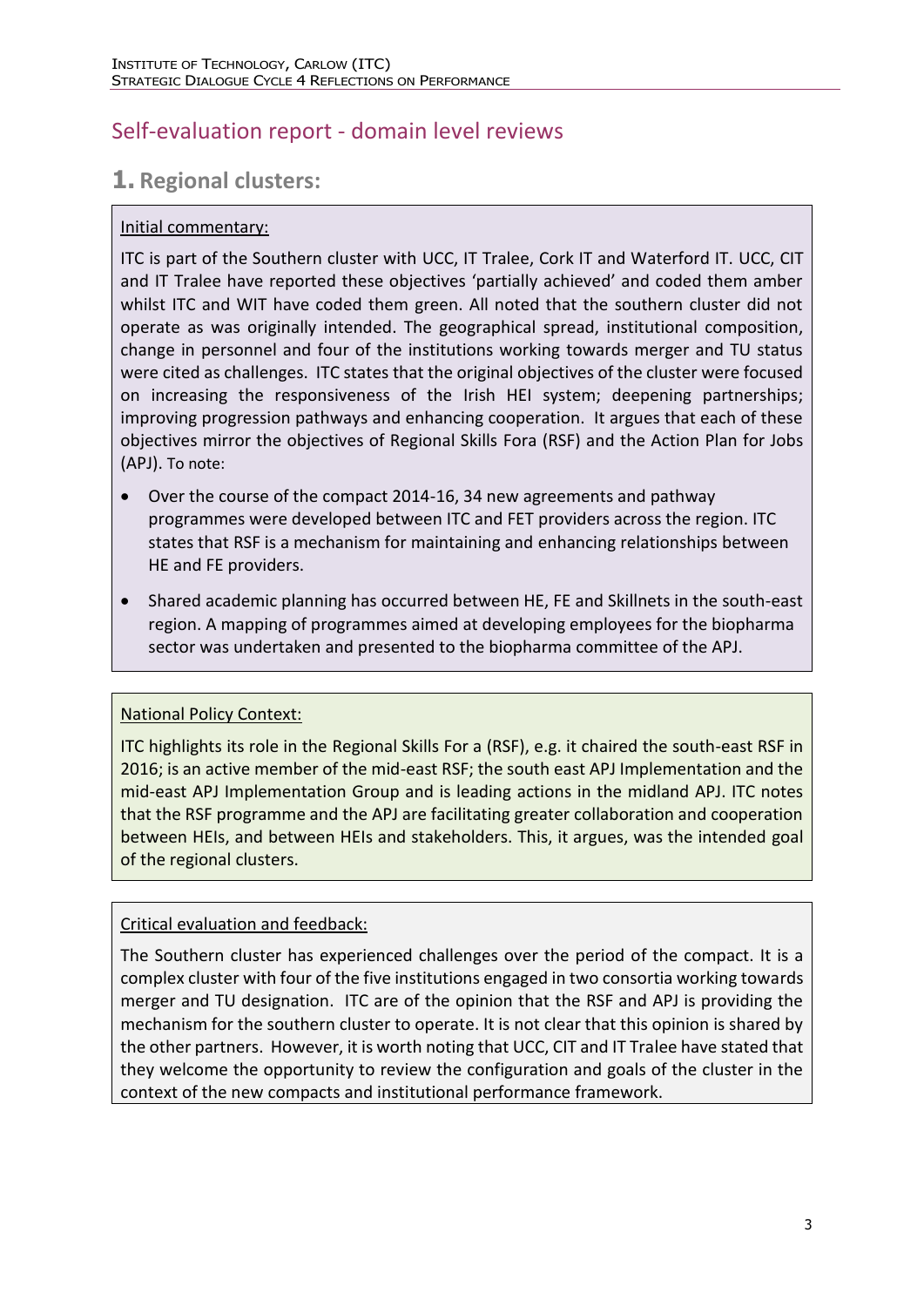# Self-evaluation report - domain level reviews

## 1. Regional clusters:

Initial commentary:

ITC is part of the Southern cluster with UCC, IT Tralee, Cork IT and Waterford IT. UCC, CIT and IT Tralee have reported these objectives 'partially achieved' and coded them amber whilst ITC and WIT have coded them green. All noted that the southern cluster did not operate as was originally intended. The geographical spread, institutional composition, change in personnel and four of the institutions working towards merger and TU status were cited as challenges. ITC states that the original objectives of the cluster were focused on increasing the responsiveness of the Irish HEI system; deepening partnerships; improving progression pathways and enhancing cooperation. It argues that each of these objectives mirror the objectives of Regional Skills Fora (RSF) and the Action Plan for Jobs (APJ). To note:

- Over the course of the compact 2014-16, 34 new agreements and pathway programmes were developed between ITC and FET providers across the region. ITC states that RSF is a mechanism for maintaining and enhancing relationships between HE and FE providers.
- Shared academic planning has occurred between HE, FE and Skillnets in the south-east region. A mapping of programmes aimed at developing employees for the biopharma sector was undertaken and presented to the biopharma committee of the APJ.

National Policy Context:

ITC highlights its role in the Regional Skills For a (RSF), e.g. it chaired the south-east RSF in 2016; is an active member of the mid-east RSF; the south east APJ Implementation and the mid-east APJ Implementation Group and is leading actions in the midland APJ. ITC notes that the RSF programme and the APJ are facilitating greater collaboration and cooperation between HEIs, and between HEIs and stakeholders. This, it argues, was the intended goal of the regional clusters.

Critical evaluation and feedback:

The Southern cluster has experienced challenges over the period of the compact. It is a complex cluster with four of the five institutions engaged in two consortia working towards merger and TU designation. ITC are of the opinion that the RSF and APJ is providing the mechanism for the southern cluster to operate. It is not clear that this opinion is shared by the other partners. However, it is worth noting that UCC, CIT and IT Tralee have stated that they welcome the opportunity to review the configuration and goals of the cluster in the context of the new compacts and institutional performance framework.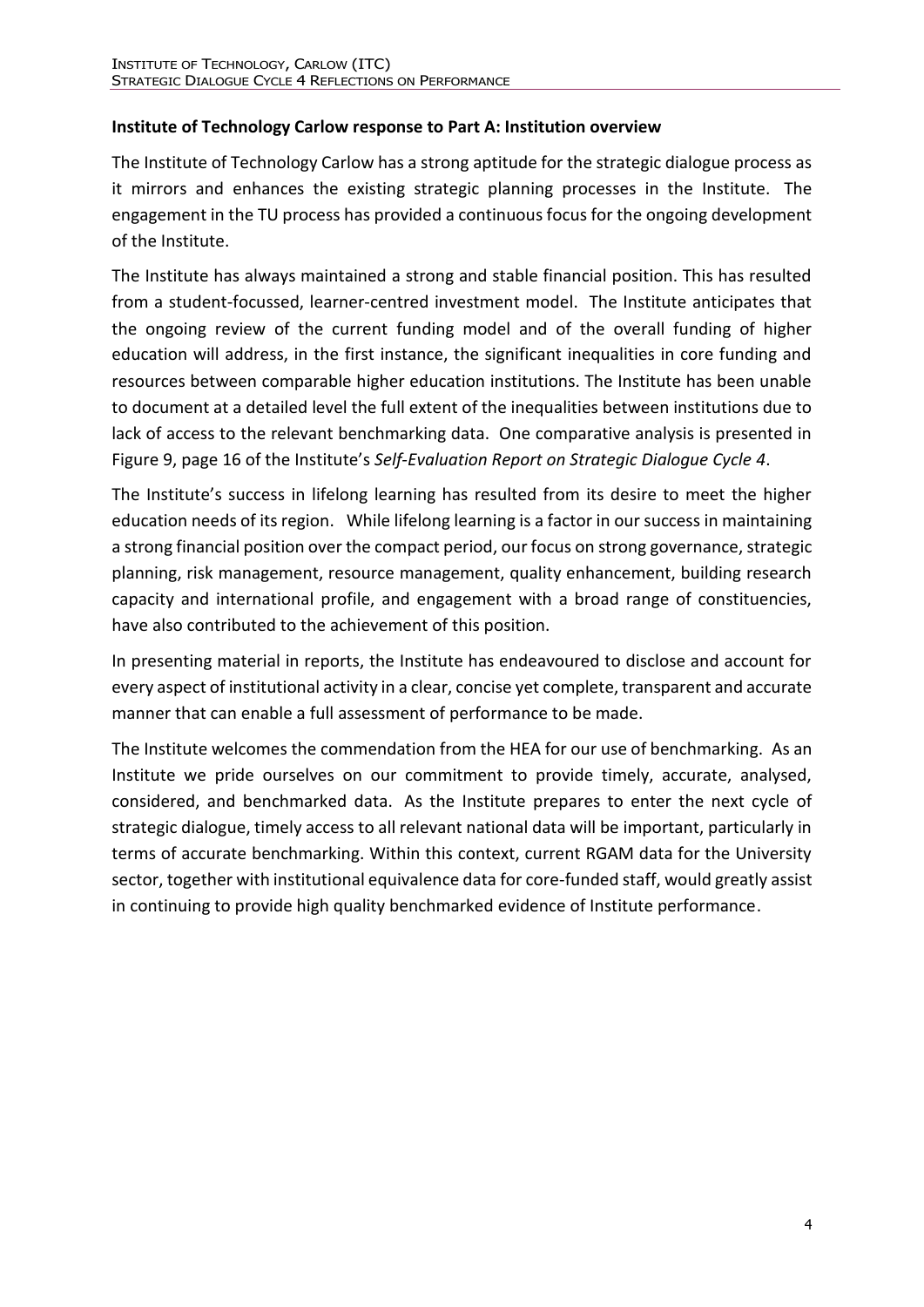**Institute of Technology Carlow response to Part A: Institution overview**

The Institute of Technology Carlow has a strong aptitude for the strategic dialogue process as it mirrors and enhances the existing strategic planning processes in the Institute. The engagement in the TU process has provided a continuous focus for the ongoing development of the Institute.

The Institute has always maintained a strong and stable financial position. This has resulted from a student-focussed, learner-centred investment model. The Institute anticipates that the ongoing review of the current funding model and of the overall funding of higher education will address, in the first instance, the significant inequalities in core funding and resources between comparable higher education institutions. The Institute has been unable to document at a detailed level the full extent of the inequalities between institutions due to lack of access to the relevant benchmarking data. One comparative analysis is presented in Figure 9, page 16 of the Institute's *Self-Evaluation Report on Strategic Dialogue Cycle 4*.

The Institute's success in lifelong learning has resulted from its desire to meet the higher education needs of its region. While lifelong learning is a factor in our success in maintaining a strong financial position over the compact period, our focus on strong governance, strategic planning, risk management, resource management, quality enhancement, building research capacity and international profile, and engagement with a broad range of constituencies, have also contributed to the achievement of this position.

In presenting material in reports, the Institute has endeavoured to disclose and account for every aspect of institutional activity in a clear, concise yet complete, transparent and accurate manner that can enable a full assessment of performance to be made.

The Institute welcomes the commendation from the HEA for our use of benchmarking. As an Institute we pride ourselves on our commitment to provide timely, accurate, analysed, considered, and benchmarked data. As the Institute prepares to enter the next cycle of strategic dialogue, timely access to all relevant national data will be important, particularly in terms of accurate benchmarking. Within this context, current RGAM data for the University sector, together with institutional equivalence data for core-funded staff, would greatly assist in continuing to provide high quality benchmarked evidence of Institute performance.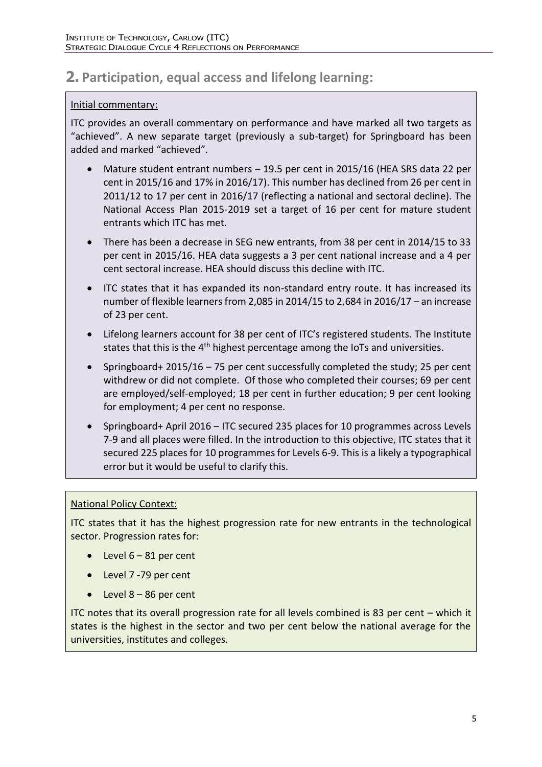## 2. Participation, equal access and lifelong learning:

Initial commentary:

ITC provides an overall commentary on performance and have marked all two targets as "achieved". A new separate target (previously a sub-target) for Springboard has been added and marked "achieved".

- Mature student entrant numbers – 19.5 per cent in 2015/16 (HEA SRS data 22 per cent in 2015/16 and 17% in 2016/17). This number has declined from 26 per cent in 2011/12 to 17 per cent in 2016/17 (reflecting a national and sectoral decline). The National Access Plan 2015-2019 set a target of 16 per cent for mature student entrants which ITC has met.
- There has been a decrease in SEG new entrants, from 38 per cent in 2014/15 to 33 per cent in 2015/16. HEA data suggests a 3 per cent national increase and a 4 per cent sectoral increase. HEA should discuss this decline with ITC.
- ITC states that it has expanded its non-standard entry route. It has increased its number of flexible learners from 2,085 in 2014/15 to 2,684 in 2016/17 – an increase of 23 per cent.
- Lifelong learners account for 38 per cent of ITC's registered students. The Institute states that this is the 4th highest percentage among the IoTs and universities.
- Springboard+ 2015/16 – 75 per cent successfully completed the study; 25 per cent withdrew or did not complete. Of those who completed their courses; 69 per cent are employed/self-employed; 18 per cent in further education; 9 per cent looking for employment; 4 per cent no response.
- Springboard+ April 2016 – ITC secured 235 places for 10 programmes across Levels 7-9 and all places were filled. In the introduction to this objective, ITC states that it secured 225 places for 10 programmes for Levels 6-9. This is a likely a typographical error but it would be useful to clarify this.

National Policy Context:

ITC states that it has the highest progression rate for new entrants in the technological sector. Progression rates for:

- Level 6 – 81 per cent
- Level 7 -79 per cent
- Level 8 – 86 per cent

ITC notes that its overall progression rate for all levels combined is 83 per cent – which it states is the highest in the sector and two per cent below the national average for the universities, institutes and colleges.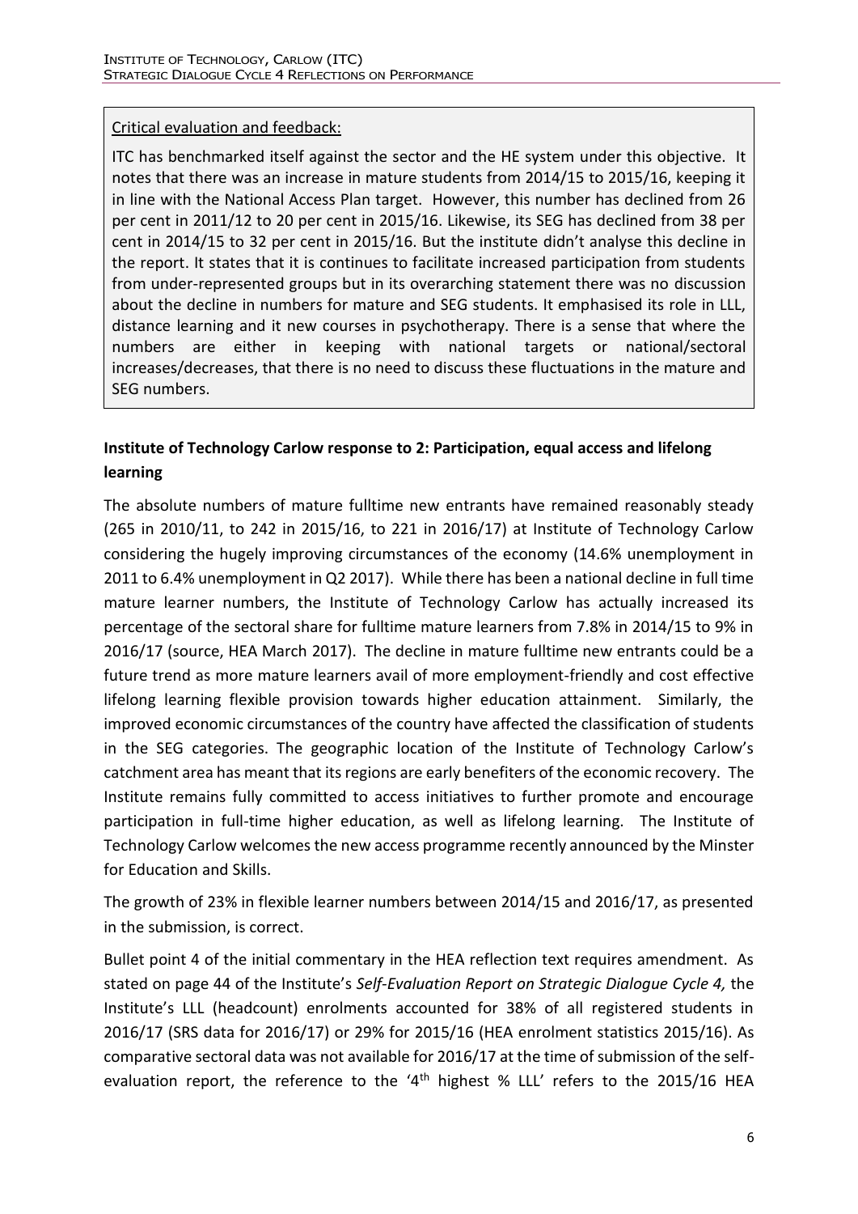Critical evaluation and feedback:

ITC has benchmarked itself against the sector and the HE system under this objective. It notes that there was an increase in mature students from 2014/15 to 2015/16, keeping it in line with the National Access Plan target. However, this number has declined from 26 per cent in 2011/12 to 20 per cent in 2015/16. Likewise, its SEG has declined from 38 per cent in 2014/15 to 32 per cent in 2015/16. But the institute didn't analyse this decline in the report. It states that it is continues to facilitate increased participation from students from under-represented groups but in its overarching statement there was no discussion about the decline in numbers for mature and SEG students. It emphasised its role in LLL, distance learning and it new courses in psychotherapy. There is a sense that where the numbers are either in keeping with national targets or national/sectoral increases/decreases, that there is no need to discuss these fluctuations in the mature and SEG numbers.

**Institute of Technology Carlow response to 2: Participation, equal access and lifelong learning**

The absolute numbers of mature fulltime new entrants have remained reasonably steady (265 in 2010/11, to 242 in 2015/16, to 221 in 2016/17) at Institute of Technology Carlow considering the hugely improving circumstances of the economy (14.6% unemployment in 2011 to 6.4% unemployment in Q2 2017). While there has been a national decline in full time mature learner numbers, the Institute of Technology Carlow has actually increased its percentage of the sectoral share for fulltime mature learners from 7.8% in 2014/15 to 9% in 2016/17 (source, HEA March 2017). The decline in mature fulltime new entrants could be a future trend as more mature learners avail of more employment-friendly and cost effective lifelong learning flexible provision towards higher education attainment. Similarly, the improved economic circumstances of the country have affected the classification of students in the SEG categories. The geographic location of the Institute of Technology Carlow's catchment area has meant that its regions are early benefiters of the economic recovery. The Institute remains fully committed to access initiatives to further promote and encourage participation in full-time higher education, as well as lifelong learning. The Institute of Technology Carlow welcomes the new access programme recently announced by the Minster for Education and Skills.

The growth of 23% in flexible learner numbers between 2014/15 and 2016/17, as presented in the submission, is correct.

Bullet point 4 of the initial commentary in the HEA reflection text requires amendment. As stated on page 44 of the Institute's *Self-Evaluation Report on Strategic Dialogue Cycle 4,* the Institute's LLL (headcount) enrolments accounted for 38% of all registered students in 2016/17 (SRS data for 2016/17) or 29% for 2015/16 (HEA enrolment statistics 2015/16). As comparative sectoral data was not available for 2016/17 at the time of submission of the self-evaluation report, the reference to the '4th highest % LLL' refers to the 2015/16 HEA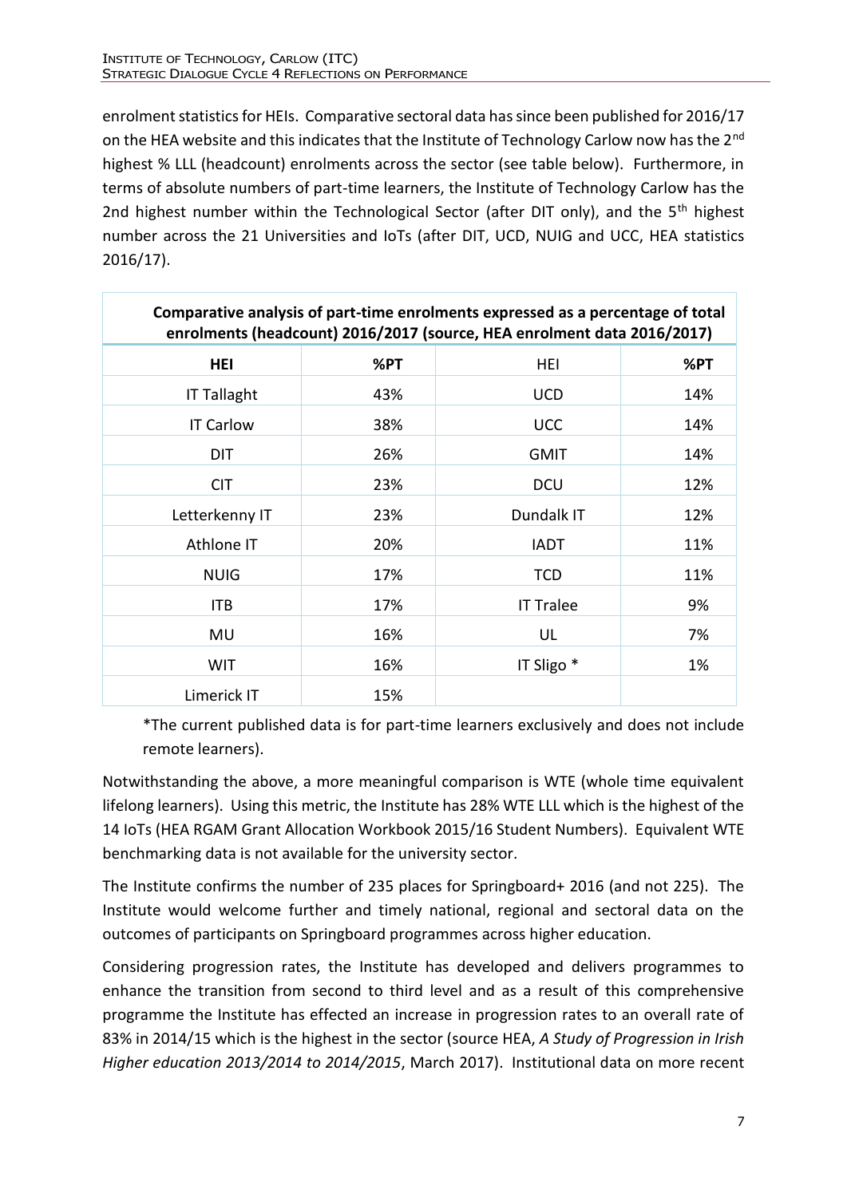enrolment statistics for HEIs. Comparative sectoral data has since been published for 2016/17 on the HEA website and this indicates that the Institute of Technology Carlow now has the 2[nd] highest % LLL (headcount) enrolments across the sector (see table below). Furthermore, in terms of absolute numbers of part-time learners, the Institute of Technology Carlow has the 2nd highest number within the Technological Sector (after DIT only), and the 5[th] highest number across the 21 Universities and IoTs (after DIT, UCD, NUIG and UCC, HEA statistics 2016/17).

| **Comparative analysis of part-time enrolments expressed as a percentage of total enrolments (headcount) 2016/2017 (source, HEA enrolment data 2016/2017)** | | | |
|---|---|---|---|
| **HEI** | **%PT** | HEI | **%PT** |
| IT Tallaght | 43% | UCD | 14% |
| IT Carlow | 38% | UCC | 14% |
| DIT | 26% | GMIT | 14% |
| CIT | 23% | DCU | 12% |
| Letterkenny IT | 23% | Dundalk IT | 12% |
| Athlone IT | 20% | IADT | 11% |
| NUIG | 17% | TCD | 11% |
| ITB | 17% | IT Tralee | 9% |
| MU | 16% | UL | 7% |
| WIT | 16% | IT Sligo * | 1% |
| Limerick IT | 15% | | |

*The current published data is for part-time learners exclusively and does not include remote learners).

Notwithstanding the above, a more meaningful comparison is WTE (whole time equivalent lifelong learners). Using this metric, the Institute has 28% WTE LLL which is the highest of the 14 IoTs (HEA RGAM Grant Allocation Workbook 2015/16 Student Numbers). Equivalent WTE benchmarking data is not available for the university sector.

The Institute confirms the number of 235 places for Springboard+ 2016 (and not 225). The Institute would welcome further and timely national, regional and sectoral data on the outcomes of participants on Springboard programmes across higher education.

Considering progression rates, the Institute has developed and delivers programmes to enhance the transition from second to third level and as a result of this comprehensive programme the Institute has effected an increase in progression rates to an overall rate of 83% in 2014/15 which is the highest in the sector (source HEA, *A Study of Progression in Irish Higher education 2013/2014 to 2014/2015*, March 2017). Institutional data on more recent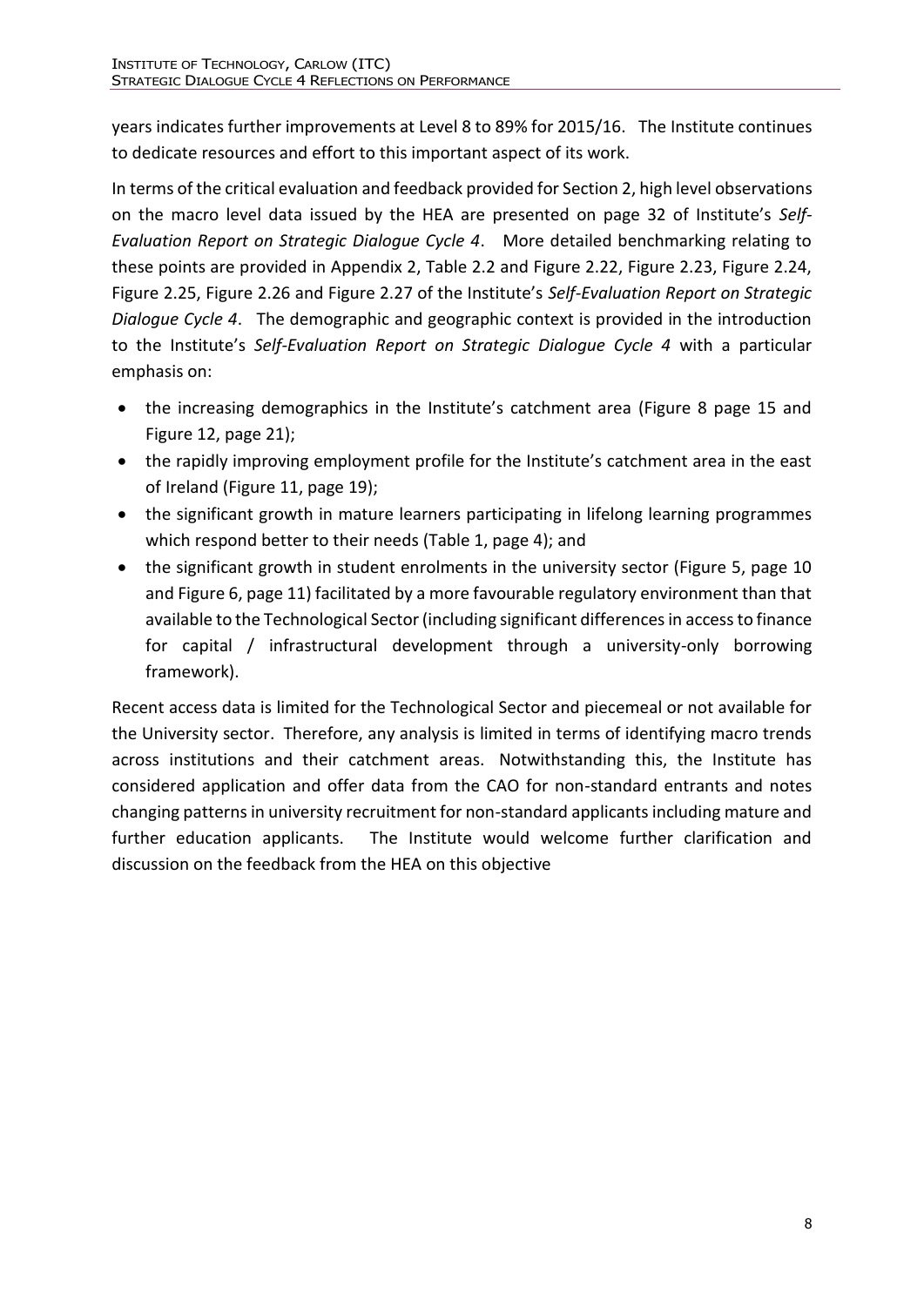years indicates further improvements at Level 8 to 89% for 2015/16. The Institute continues to dedicate resources and effort to this important aspect of its work.

In terms of the critical evaluation and feedback provided for Section 2, high level observations on the macro level data issued by the HEA are presented on page 32 of Institute's *Self-Evaluation Report on Strategic Dialogue Cycle 4*. More detailed benchmarking relating to these points are provided in Appendix 2, Table 2.2 and Figure 2.22, Figure 2.23, Figure 2.24, Figure 2.25, Figure 2.26 and Figure 2.27 of the Institute's *Self-Evaluation Report on Strategic Dialogue Cycle 4*. The demographic and geographic context is provided in the introduction to the Institute's *Self-Evaluation Report on Strategic Dialogue Cycle 4* with a particular emphasis on:

- the increasing demographics in the Institute's catchment area (Figure 8 page 15 and Figure 12, page 21);
- the rapidly improving employment profile for the Institute's catchment area in the east of Ireland (Figure 11, page 19);
- the significant growth in mature learners participating in lifelong learning programmes which respond better to their needs (Table 1, page 4); and
- the significant growth in student enrolments in the university sector (Figure 5, page 10 and Figure 6, page 11) facilitated by a more favourable regulatory environment than that available to the Technological Sector (including significant differences in access to finance for capital / infrastructural development through a university-only borrowing framework).

Recent access data is limited for the Technological Sector and piecemeal or not available for the University sector. Therefore, any analysis is limited in terms of identifying macro trends across institutions and their catchment areas. Notwithstanding this, the Institute has considered application and offer data from the CAO for non-standard entrants and notes changing patterns in university recruitment for non-standard applicants including mature and further education applicants. The Institute would welcome further clarification and discussion on the feedback from the HEA on this objective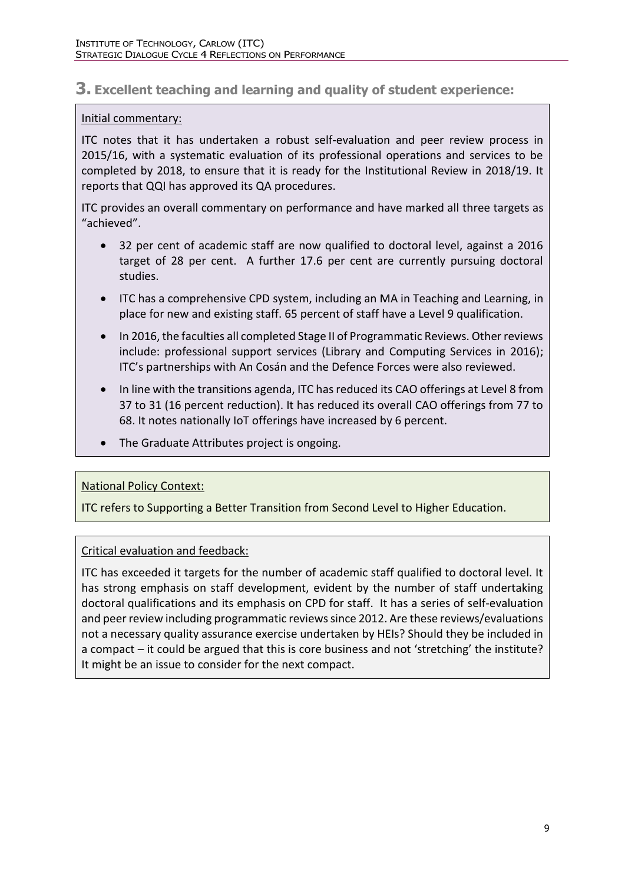## 3. Excellent teaching and learning and quality of student experience:

Initial commentary:

ITC notes that it has undertaken a robust self-evaluation and peer review process in 2015/16, with a systematic evaluation of its professional operations and services to be completed by 2018, to ensure that it is ready for the Institutional Review in 2018/19. It reports that QQI has approved its QA procedures.

ITC provides an overall commentary on performance and have marked all three targets as "achieved".

- 32 per cent of academic staff are now qualified to doctoral level, against a 2016 target of 28 per cent. A further 17.6 per cent are currently pursuing doctoral studies.
- ITC has a comprehensive CPD system, including an MA in Teaching and Learning, in place for new and existing staff. 65 percent of staff have a Level 9 qualification.
- In 2016, the faculties all completed Stage II of Programmatic Reviews. Other reviews include: professional support services (Library and Computing Services in 2016); ITC's partnerships with An Cosán and the Defence Forces were also reviewed.
- In line with the transitions agenda, ITC has reduced its CAO offerings at Level 8 from 37 to 31 (16 percent reduction). It has reduced its overall CAO offerings from 77 to 68. It notes nationally IoT offerings have increased by 6 percent.
- The Graduate Attributes project is ongoing.

National Policy Context:

ITC refers to Supporting a Better Transition from Second Level to Higher Education.

Critical evaluation and feedback:

ITC has exceeded it targets for the number of academic staff qualified to doctoral level. It has strong emphasis on staff development, evident by the number of staff undertaking doctoral qualifications and its emphasis on CPD for staff. It has a series of self-evaluation and peer review including programmatic reviews since 2012. Are these reviews/evaluations not a necessary quality assurance exercise undertaken by HEIs? Should they be included in a compact – it could be argued that this is core business and not 'stretching' the institute? It might be an issue to consider for the next compact.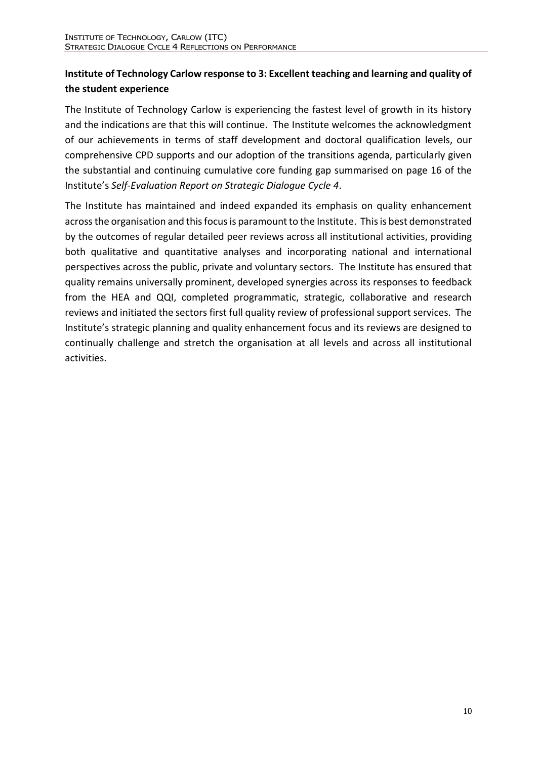**Institute of Technology Carlow response to 3: Excellent teaching and learning and quality of the student experience**

The Institute of Technology Carlow is experiencing the fastest level of growth in its history and the indications are that this will continue. The Institute welcomes the acknowledgment of our achievements in terms of staff development and doctoral qualification levels, our comprehensive CPD supports and our adoption of the transitions agenda, particularly given the substantial and continuing cumulative core funding gap summarised on page 16 of the Institute's *Self-Evaluation Report on Strategic Dialogue Cycle 4*.

The Institute has maintained and indeed expanded its emphasis on quality enhancement across the organisation and this focus is paramount to the Institute. This is best demonstrated by the outcomes of regular detailed peer reviews across all institutional activities, providing both qualitative and quantitative analyses and incorporating national and international perspectives across the public, private and voluntary sectors. The Institute has ensured that quality remains universally prominent, developed synergies across its responses to feedback from the HEA and QQI, completed programmatic, strategic, collaborative and research reviews and initiated the sectors first full quality review of professional support services. The Institute's strategic planning and quality enhancement focus and its reviews are designed to continually challenge and stretch the organisation at all levels and across all institutional activities.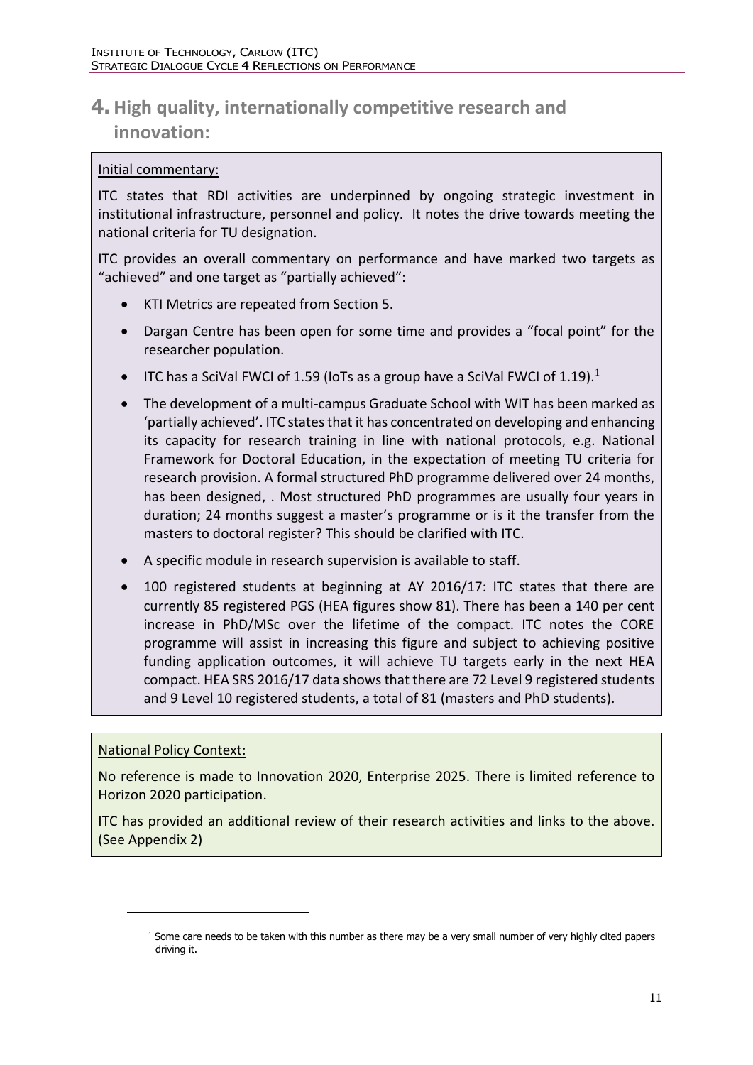# 4. High quality, internationally competitive research and innovation:

Initial commentary:

ITC states that RDI activities are underpinned by ongoing strategic investment in institutional infrastructure, personnel and policy. It notes the drive towards meeting the national criteria for TU designation.

ITC provides an overall commentary on performance and have marked two targets as "achieved" and one target as "partially achieved":

- KTI Metrics are repeated from Section 5.
- Dargan Centre has been open for some time and provides a "focal point" for the researcher population.
- ITC has a SciVal FWCI of 1.59 (IoTs as a group have a SciVal FWCI of 1.19).[1]
- The development of a multi-campus Graduate School with WIT has been marked as 'partially achieved'. ITC states that it has concentrated on developing and enhancing its capacity for research training in line with national protocols, e.g. National Framework for Doctoral Education, in the expectation of meeting TU criteria for research provision. A formal structured PhD programme delivered over 24 months, has been designed, . Most structured PhD programmes are usually four years in duration; 24 months suggest a master's programme or is it the transfer from the masters to doctoral register? This should be clarified with ITC.
- A specific module in research supervision is available to staff.
- 100 registered students at beginning at AY 2016/17: ITC states that there are currently 85 registered PGS (HEA figures show 81). There has been a 140 per cent increase in PhD/MSc over the lifetime of the compact. ITC notes the CORE programme will assist in increasing this figure and subject to achieving positive funding application outcomes, it will achieve TU targets early in the next HEA compact. HEA SRS 2016/17 data shows that there are 72 Level 9 registered students and 9 Level 10 registered students, a total of 81 (masters and PhD students).

National Policy Context:

No reference is made to Innovation 2020, Enterprise 2025. There is limited reference to Horizon 2020 participation.

ITC has provided an additional review of their research activities and links to the above. (See Appendix 2)

[1] Some care needs to be taken with this number as there may be a very small number of very highly cited papers driving it.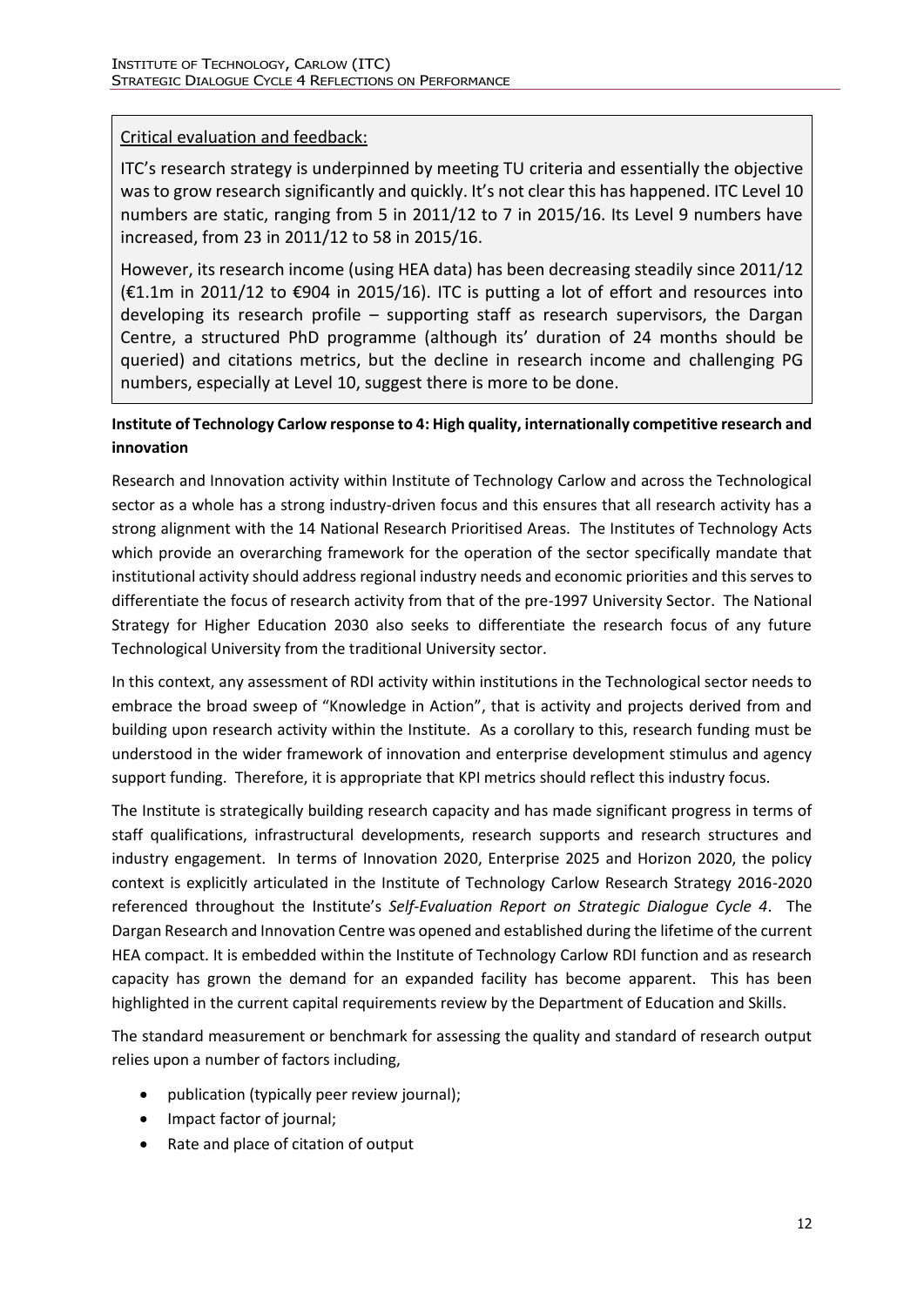Critical evaluation and feedback:

ITC's research strategy is underpinned by meeting TU criteria and essentially the objective was to grow research significantly and quickly. It's not clear this has happened. ITC Level 10 numbers are static, ranging from 5 in 2011/12 to 7 in 2015/16. Its Level 9 numbers have increased, from 23 in 2011/12 to 58 in 2015/16.

However, its research income (using HEA data) has been decreasing steadily since 2011/12 (€1.1m in 2011/12 to €904 in 2015/16). ITC is putting a lot of effort and resources into developing its research profile – supporting staff as research supervisors, the Dargan Centre, a structured PhD programme (although its' duration of 24 months should be queried) and citations metrics, but the decline in research income and challenging PG numbers, especially at Level 10, suggest there is more to be done.

**Institute of Technology Carlow response to 4: High quality, internationally competitive research and innovation**

Research and Innovation activity within Institute of Technology Carlow and across the Technological sector as a whole has a strong industry-driven focus and this ensures that all research activity has a strong alignment with the 14 National Research Prioritised Areas. The Institutes of Technology Acts which provide an overarching framework for the operation of the sector specifically mandate that institutional activity should address regional industry needs and economic priorities and this serves to differentiate the focus of research activity from that of the pre-1997 University Sector. The National Strategy for Higher Education 2030 also seeks to differentiate the research focus of any future Technological University from the traditional University sector.

In this context, any assessment of RDI activity within institutions in the Technological sector needs to embrace the broad sweep of "Knowledge in Action", that is activity and projects derived from and building upon research activity within the Institute. As a corollary to this, research funding must be understood in the wider framework of innovation and enterprise development stimulus and agency support funding. Therefore, it is appropriate that KPI metrics should reflect this industry focus.

The Institute is strategically building research capacity and has made significant progress in terms of staff qualifications, infrastructural developments, research supports and research structures and industry engagement. In terms of Innovation 2020, Enterprise 2025 and Horizon 2020, the policy context is explicitly articulated in the Institute of Technology Carlow Research Strategy 2016-2020 referenced throughout the Institute's *Self-Evaluation Report on Strategic Dialogue Cycle 4*. The Dargan Research and Innovation Centre was opened and established during the lifetime of the current HEA compact. It is embedded within the Institute of Technology Carlow RDI function and as research capacity has grown the demand for an expanded facility has become apparent. This has been highlighted in the current capital requirements review by the Department of Education and Skills.

The standard measurement or benchmark for assessing the quality and standard of research output relies upon a number of factors including,

- publication (typically peer review journal);
- Impact factor of journal;
- Rate and place of citation of output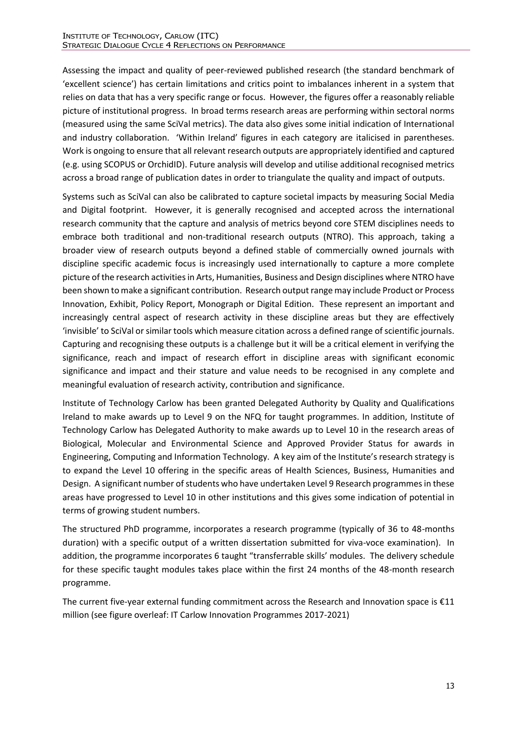Assessing the impact and quality of peer-reviewed published research (the standard benchmark of 'excellent science') has certain limitations and critics point to imbalances inherent in a system that relies on data that has a very specific range or focus. However, the figures offer a reasonably reliable picture of institutional progress. In broad terms research areas are performing within sectoral norms (measured using the same SciVal metrics). The data also gives some initial indication of International and industry collaboration. 'Within Ireland' figures in each category are italicised in parentheses. Work is ongoing to ensure that all relevant research outputs are appropriately identified and captured (e.g. using SCOPUS or OrchidID). Future analysis will develop and utilise additional recognised metrics across a broad range of publication dates in order to triangulate the quality and impact of outputs.

Systems such as SciVal can also be calibrated to capture societal impacts by measuring Social Media and Digital footprint. However, it is generally recognised and accepted across the international research community that the capture and analysis of metrics beyond core STEM disciplines needs to embrace both traditional and non-traditional research outputs (NTRO). This approach, taking a broader view of research outputs beyond a defined stable of commercially owned journals with discipline specific academic focus is increasingly used internationally to capture a more complete picture of the research activities in Arts, Humanities, Business and Design disciplines where NTRO have been shown to make a significant contribution. Research output range may include Product or Process Innovation, Exhibit, Policy Report, Monograph or Digital Edition. These represent an important and increasingly central aspect of research activity in these discipline areas but they are effectively 'invisible' to SciVal or similar tools which measure citation across a defined range of scientific journals. Capturing and recognising these outputs is a challenge but it will be a critical element in verifying the significance, reach and impact of research effort in discipline areas with significant economic significance and impact and their stature and value needs to be recognised in any complete and meaningful evaluation of research activity, contribution and significance.

Institute of Technology Carlow has been granted Delegated Authority by Quality and Qualifications Ireland to make awards up to Level 9 on the NFQ for taught programmes. In addition, Institute of Technology Carlow has Delegated Authority to make awards up to Level 10 in the research areas of Biological, Molecular and Environmental Science and Approved Provider Status for awards in Engineering, Computing and Information Technology. A key aim of the Institute's research strategy is to expand the Level 10 offering in the specific areas of Health Sciences, Business, Humanities and Design. A significant number of students who have undertaken Level 9 Research programmes in these areas have progressed to Level 10 in other institutions and this gives some indication of potential in terms of growing student numbers.

The structured PhD programme, incorporates a research programme (typically of 36 to 48-months duration) with a specific output of a written dissertation submitted for viva-voce examination). In addition, the programme incorporates 6 taught "transferrable skills' modules. The delivery schedule for these specific taught modules takes place within the first 24 months of the 48-month research programme.

The current five-year external funding commitment across the Research and Innovation space is €11 million (see figure overleaf: IT Carlow Innovation Programmes 2017-2021)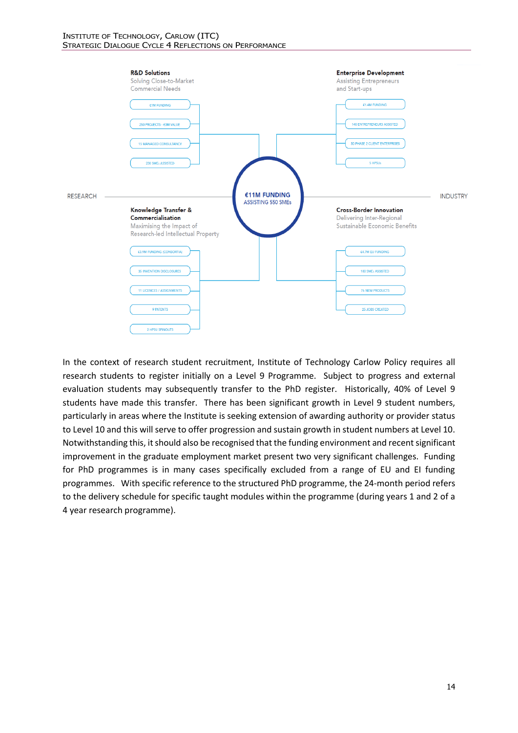**R&D Solutions**
Solving Close-to-Market Commercial Needs

- €1M FUNDING
- 250 PROJECTS - €3M VALUE
- 13 MANAGED CONSULTANCY
- 230 SMEs ASSISTED

**Enterprise Development**
Assisting Entrepreneurs and Start-ups

- €1.4M FUNDING
- 140 ENTREPRENEURS ASSISTED
- 50 PHASE 2 CLIENT ENTERPRISES
- 5 HPSUs

RESEARCH

**€11M FUNDING**
ASSISTING 550 SMEs

INDUSTRY

**Knowledge Transfer & Commercialisation**
Maximising the Impact of Research-led Intellectual Property

- €3.9M FUNDING (CONSORTIA)
- 35 INVENTION DISCLOSURES
- 11 LICENCES / ASSIGNMENTS
- 9 PATENTS
- 2 HPSU SPINOUTS

**Cross-Border Innovation**
Delivering Inter-Regional Sustainable Economic Benefits

- €4.7M EU FUNDING
- 180 SMEs ASSISTED
- 76 NEW PRODUCTS
- 25 JOBS CREATED

In the context of research student recruitment, Institute of Technology Carlow Policy requires all research students to register initially on a Level 9 Programme. Subject to progress and external evaluation students may subsequently transfer to the PhD register. Historically, 40% of Level 9 students have made this transfer. There has been significant growth in Level 9 student numbers, particularly in areas where the Institute is seeking extension of awarding authority or provider status to Level 10 and this will serve to offer progression and sustain growth in student numbers at Level 10. Notwithstanding this, it should also be recognised that the funding environment and recent significant improvement in the graduate employment market present two very significant challenges. Funding for PhD programmes is in many cases specifically excluded from a range of EU and EI funding programmes. With specific reference to the structured PhD programme, the 24-month period refers to the delivery schedule for specific taught modules within the programme (during years 1 and 2 of a 4 year research programme).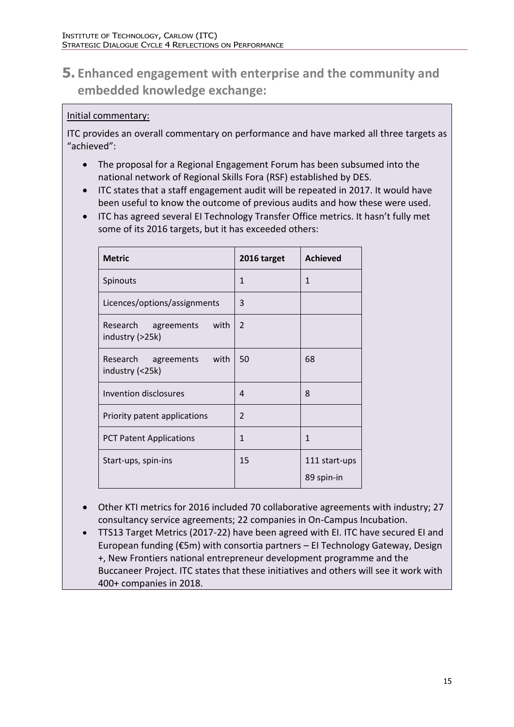# 5. Enhanced engagement with enterprise and the community and embedded knowledge exchange:

Initial commentary:

ITC provides an overall commentary on performance and have marked all three targets as "achieved":

- The proposal for a Regional Engagement Forum has been subsumed into the national network of Regional Skills Fora (RSF) established by DES.
- ITC states that a staff engagement audit will be repeated in 2017. It would have been useful to know the outcome of previous audits and how these were used.
- ITC has agreed several EI Technology Transfer Office metrics. It hasn't fully met some of its 2016 targets, but it has exceeded others:

| Metric | 2016 target | Achieved |
| --- | --- | --- |
| Spinouts | 1 | 1 |
| Licences/options/assignments | 3 | |
| Research agreements with industry (>25k) | 2 | |
| Research agreements with industry (<25k) | 50 | 68 |
| Invention disclosures | 4 | 8 |
| Priority patent applications | 2 | |
| PCT Patent Applications | 1 | 1 |
| Start-ups, spin-ins | 15 | 111 start-ups<br>89 spin-in |

- Other KTI metrics for 2016 included 70 collaborative agreements with industry; 27 consultancy service agreements; 22 companies in On-Campus Incubation.
- TTS13 Target Metrics (2017-22) have been agreed with EI. ITC have secured EI and European funding (€5m) with consortia partners – EI Technology Gateway, Design +, New Frontiers national entrepreneur development programme and the Buccaneer Project. ITC states that these initiatives and others will see it work with 400+ companies in 2018.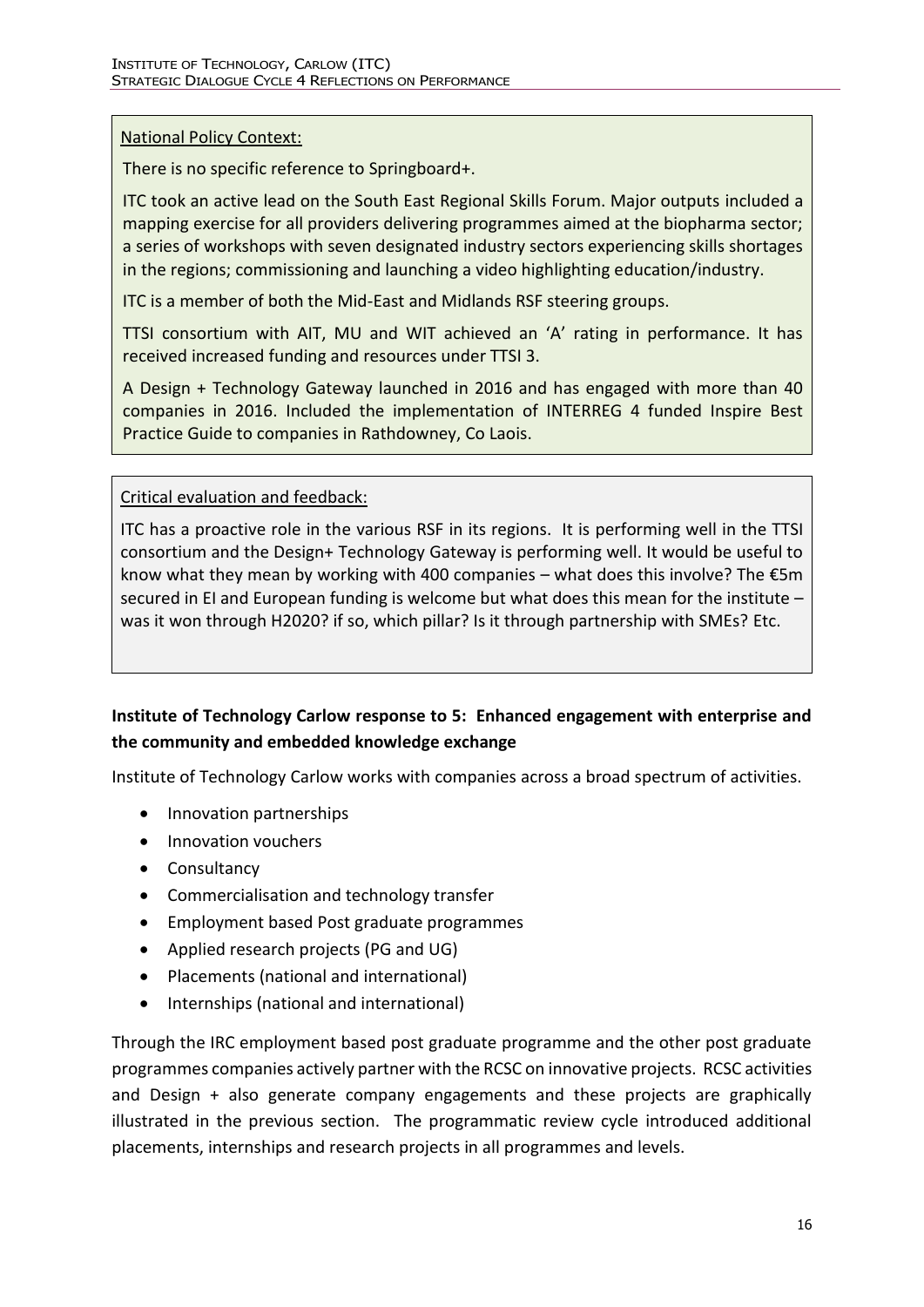National Policy Context:

There is no specific reference to Springboard+.

ITC took an active lead on the South East Regional Skills Forum. Major outputs included a mapping exercise for all providers delivering programmes aimed at the biopharma sector; a series of workshops with seven designated industry sectors experiencing skills shortages in the regions; commissioning and launching a video highlighting education/industry.

ITC is a member of both the Mid-East and Midlands RSF steering groups.

TTSI consortium with AIT, MU and WIT achieved an 'A' rating in performance. It has received increased funding and resources under TTSI 3.

A Design + Technology Gateway launched in 2016 and has engaged with more than 40 companies in 2016. Included the implementation of INTERREG 4 funded Inspire Best Practice Guide to companies in Rathdowney, Co Laois.

Critical evaluation and feedback:

ITC has a proactive role in the various RSF in its regions. It is performing well in the TTSI consortium and the Design+ Technology Gateway is performing well. It would be useful to know what they mean by working with 400 companies – what does this involve? The €5m secured in EI and European funding is welcome but what does this mean for the institute – was it won through H2020? if so, which pillar? Is it through partnership with SMEs? Etc.

**Institute of Technology Carlow response to 5: Enhanced engagement with enterprise and the community and embedded knowledge exchange**

Institute of Technology Carlow works with companies across a broad spectrum of activities.

- Innovation partnerships
- Innovation vouchers
- Consultancy
- Commercialisation and technology transfer
- Employment based Post graduate programmes
- Applied research projects (PG and UG)
- Placements (national and international)
- Internships (national and international)

Through the IRC employment based post graduate programme and the other post graduate programmes companies actively partner with the RCSC on innovative projects. RCSC activities and Design + also generate company engagements and these projects are graphically illustrated in the previous section. The programmatic review cycle introduced additional placements, internships and research projects in all programmes and levels.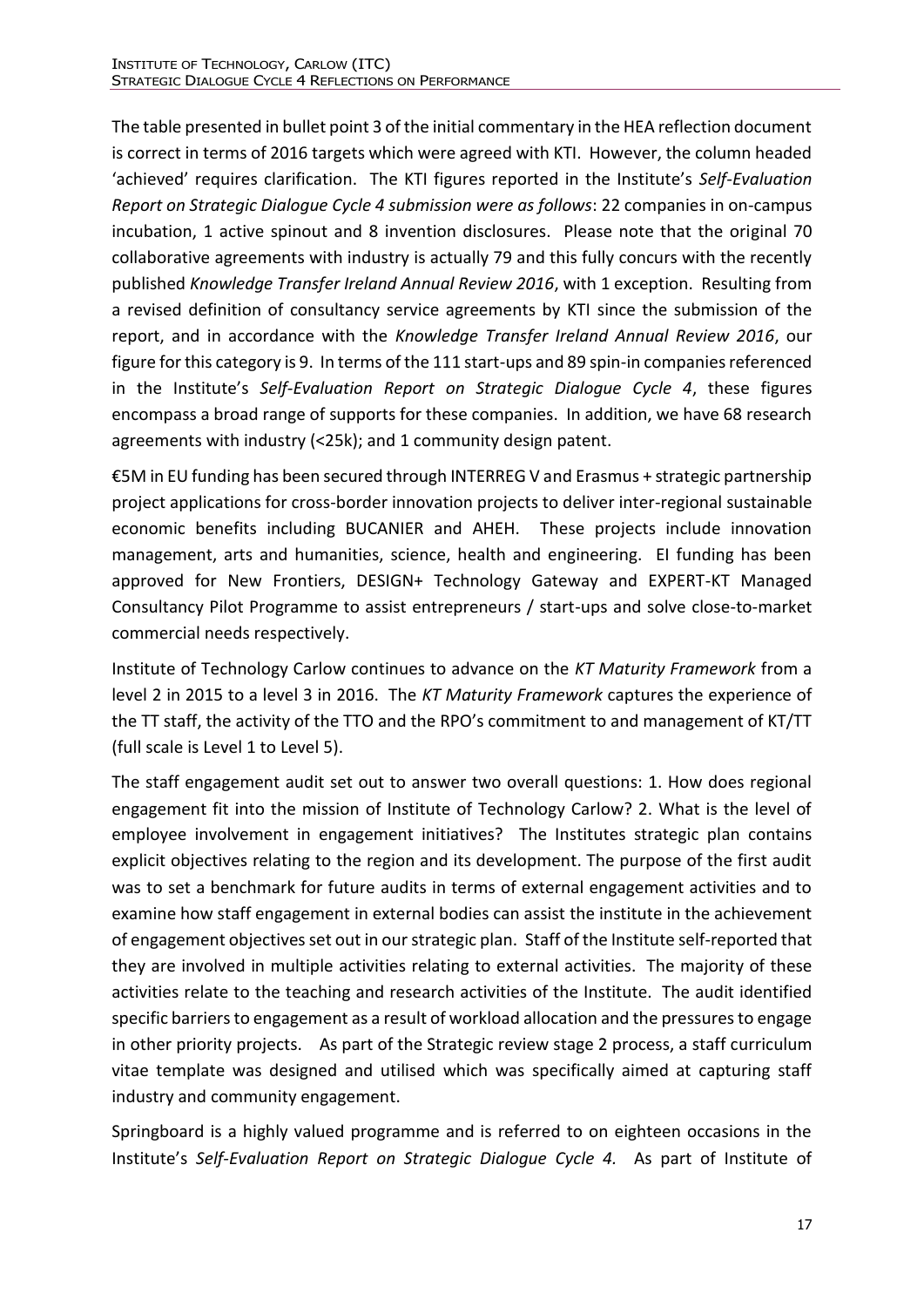The table presented in bullet point 3 of the initial commentary in the HEA reflection document is correct in terms of 2016 targets which were agreed with KTI. However, the column headed 'achieved' requires clarification. The KTI figures reported in the Institute's *Self-Evaluation Report on Strategic Dialogue Cycle 4 submission were as follows*: 22 companies in on-campus incubation, 1 active spinout and 8 invention disclosures. Please note that the original 70 collaborative agreements with industry is actually 79 and this fully concurs with the recently published *Knowledge Transfer Ireland Annual Review 2016*, with 1 exception. Resulting from a revised definition of consultancy service agreements by KTI since the submission of the report, and in accordance with the *Knowledge Transfer Ireland Annual Review 2016*, our figure for this category is 9. In terms of the 111 start-ups and 89 spin-in companies referenced in the Institute's *Self-Evaluation Report on Strategic Dialogue Cycle 4*, these figures encompass a broad range of supports for these companies. In addition, we have 68 research agreements with industry (<25k); and 1 community design patent.

€5M in EU funding has been secured through INTERREG V and Erasmus + strategic partnership project applications for cross-border innovation projects to deliver inter-regional sustainable economic benefits including BUCANIER and AHEH. These projects include innovation management, arts and humanities, science, health and engineering. EI funding has been approved for New Frontiers, DESIGN+ Technology Gateway and EXPERT-KT Managed Consultancy Pilot Programme to assist entrepreneurs / start-ups and solve close-to-market commercial needs respectively.

Institute of Technology Carlow continues to advance on the *KT Maturity Framework* from a level 2 in 2015 to a level 3 in 2016. The *KT Maturity Framework* captures the experience of the TT staff, the activity of the TTO and the RPO's commitment to and management of KT/TT (full scale is Level 1 to Level 5).

The staff engagement audit set out to answer two overall questions: 1. How does regional engagement fit into the mission of Institute of Technology Carlow? 2. What is the level of employee involvement in engagement initiatives? The Institutes strategic plan contains explicit objectives relating to the region and its development. The purpose of the first audit was to set a benchmark for future audits in terms of external engagement activities and to examine how staff engagement in external bodies can assist the institute in the achievement of engagement objectives set out in our strategic plan. Staff of the Institute self-reported that they are involved in multiple activities relating to external activities. The majority of these activities relate to the teaching and research activities of the Institute. The audit identified specific barriers to engagement as a result of workload allocation and the pressures to engage in other priority projects. As part of the Strategic review stage 2 process, a staff curriculum vitae template was designed and utilised which was specifically aimed at capturing staff industry and community engagement.

Springboard is a highly valued programme and is referred to on eighteen occasions in the Institute's *Self-Evaluation Report on Strategic Dialogue Cycle 4.* As part of Institute of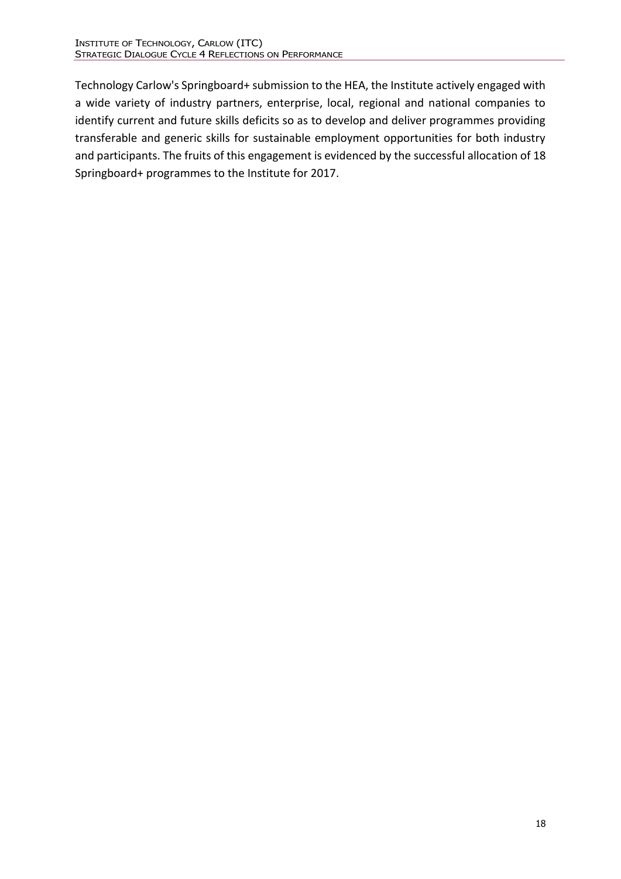Technology Carlow's Springboard+ submission to the HEA, the Institute actively engaged with a wide variety of industry partners, enterprise, local, regional and national companies to identify current and future skills deficits so as to develop and deliver programmes providing transferable and generic skills for sustainable employment opportunities for both industry and participants. The fruits of this engagement is evidenced by the successful allocation of 18 Springboard+ programmes to the Institute for 2017.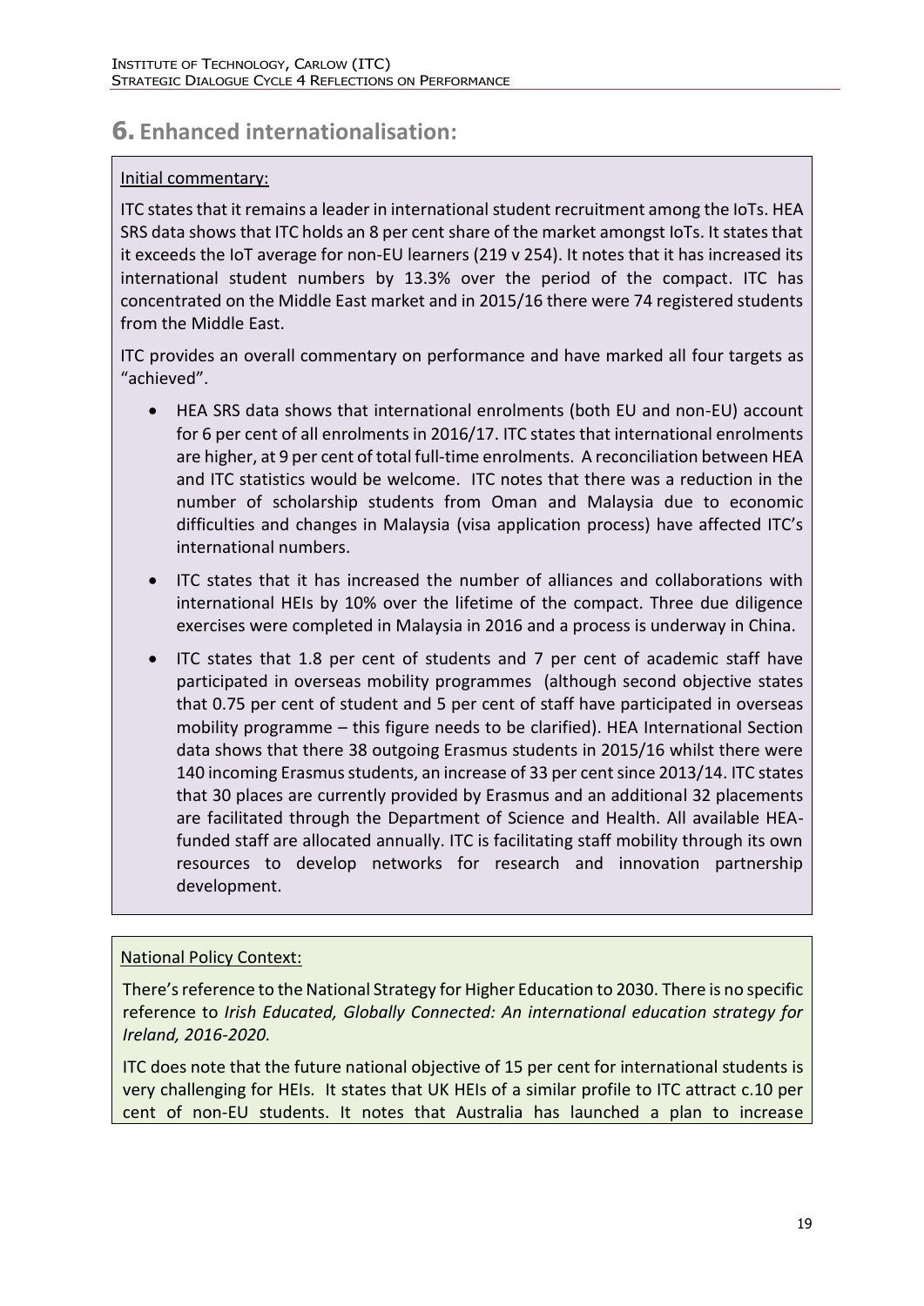# 6. Enhanced internationalisation:

Initial commentary:

ITC states that it remains a leader in international student recruitment among the IoTs. HEA SRS data shows that ITC holds an 8 per cent share of the market amongst IoTs. It states that it exceeds the IoT average for non-EU learners (219 v 254). It notes that it has increased its international student numbers by 13.3% over the period of the compact. ITC has concentrated on the Middle East market and in 2015/16 there were 74 registered students from the Middle East.

ITC provides an overall commentary on performance and have marked all four targets as "achieved".

- HEA SRS data shows that international enrolments (both EU and non-EU) account for 6 per cent of all enrolments in 2016/17. ITC states that international enrolments are higher, at 9 per cent of total full-time enrolments. A reconciliation between HEA and ITC statistics would be welcome. ITC notes that there was a reduction in the number of scholarship students from Oman and Malaysia due to economic difficulties and changes in Malaysia (visa application process) have affected ITC's international numbers.
- ITC states that it has increased the number of alliances and collaborations with international HEIs by 10% over the lifetime of the compact. Three due diligence exercises were completed in Malaysia in 2016 and a process is underway in China.
- ITC states that 1.8 per cent of students and 7 per cent of academic staff have participated in overseas mobility programmes (although second objective states that 0.75 per cent of student and 5 per cent of staff have participated in overseas mobility programme – this figure needs to be clarified). HEA International Section data shows that there 38 outgoing Erasmus students in 2015/16 whilst there were 140 incoming Erasmus students, an increase of 33 per cent since 2013/14. ITC states that 30 places are currently provided by Erasmus and an additional 32 placements are facilitated through the Department of Science and Health. All available HEA-funded staff are allocated annually. ITC is facilitating staff mobility through its own resources to develop networks for research and innovation partnership development.

National Policy Context:

There's reference to the National Strategy for Higher Education to 2030. There is no specific reference to *Irish Educated, Globally Connected: An international education strategy for Ireland, 2016-2020.*

ITC does note that the future national objective of 15 per cent for international students is very challenging for HEIs. It states that UK HEIs of a similar profile to ITC attract c.10 per cent of non-EU students. It notes that Australia has launched a plan to increase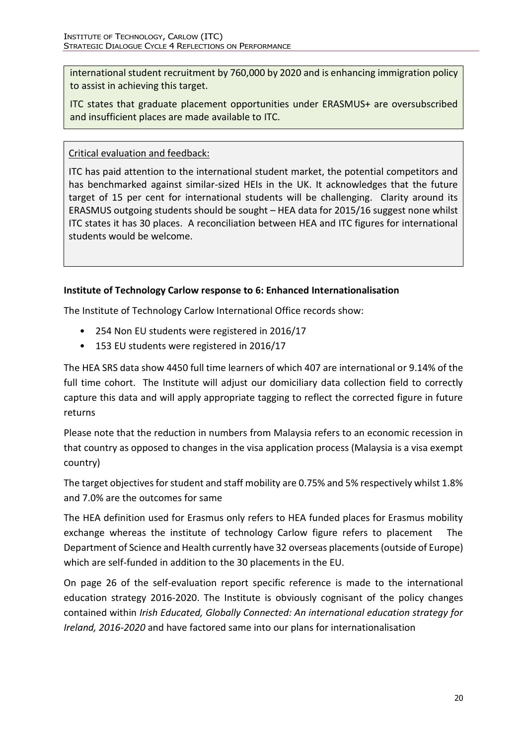international student recruitment by 760,000 by 2020 and is enhancing immigration policy to assist in achieving this target.

ITC states that graduate placement opportunities under ERASMUS+ are oversubscribed and insufficient places are made available to ITC.

Critical evaluation and feedback:

ITC has paid attention to the international student market, the potential competitors and has benchmarked against similar-sized HEIs in the UK. It acknowledges that the future target of 15 per cent for international students will be challenging. Clarity around its ERASMUS outgoing students should be sought – HEA data for 2015/16 suggest none whilst ITC states it has 30 places. A reconciliation between HEA and ITC figures for international students would be welcome.

**Institute of Technology Carlow response to 6: Enhanced Internationalisation**

The Institute of Technology Carlow International Office records show:

- 254 Non EU students were registered in 2016/17
- 153 EU students were registered in 2016/17

The HEA SRS data show 4450 full time learners of which 407 are international or 9.14% of the full time cohort. The Institute will adjust our domiciliary data collection field to correctly capture this data and will apply appropriate tagging to reflect the corrected figure in future returns

Please note that the reduction in numbers from Malaysia refers to an economic recession in that country as opposed to changes in the visa application process (Malaysia is a visa exempt country)

The target objectives for student and staff mobility are 0.75% and 5% respectively whilst 1.8% and 7.0% are the outcomes for same

The HEA definition used for Erasmus only refers to HEA funded places for Erasmus mobility exchange whereas the institute of technology Carlow figure refers to placement The Department of Science and Health currently have 32 overseas placements (outside of Europe) which are self-funded in addition to the 30 placements in the EU.

On page 26 of the self-evaluation report specific reference is made to the international education strategy 2016-2020. The Institute is obviously cognisant of the policy changes contained within *Irish Educated, Globally Connected: An international education strategy for Ireland, 2016-2020* and have factored same into our plans for internationalisation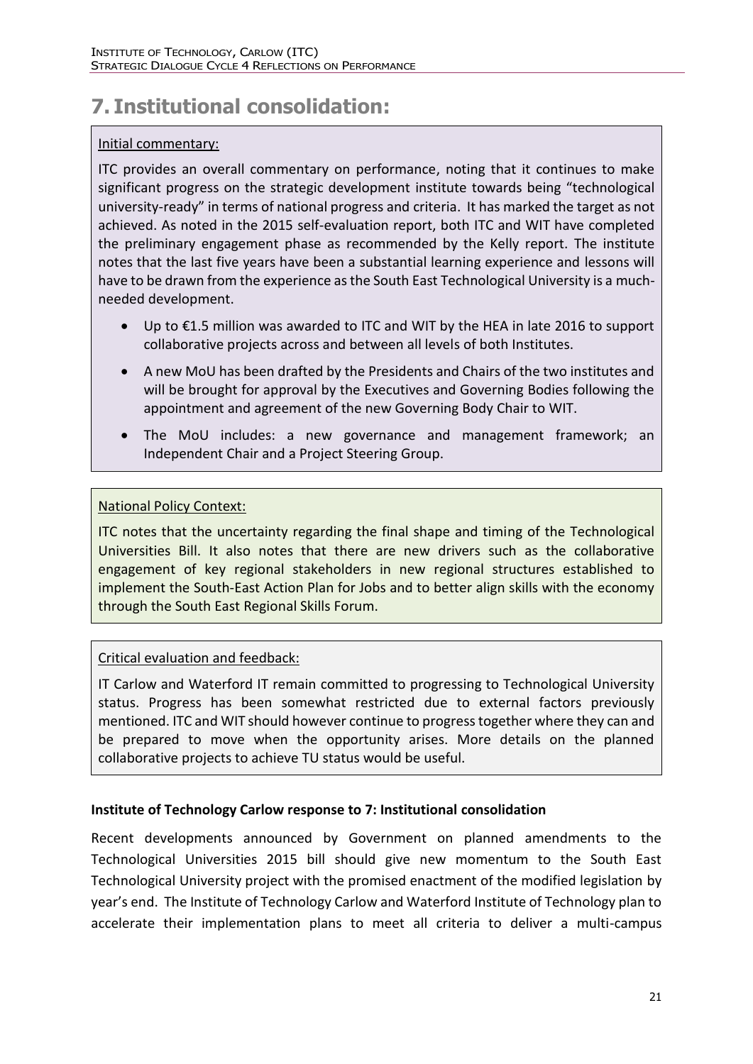# 7. Institutional consolidation:

Initial commentary:

ITC provides an overall commentary on performance, noting that it continues to make significant progress on the strategic development institute towards being "technological university-ready" in terms of national progress and criteria. It has marked the target as not achieved. As noted in the 2015 self-evaluation report, both ITC and WIT have completed the preliminary engagement phase as recommended by the Kelly report. The institute notes that the last five years have been a substantial learning experience and lessons will have to be drawn from the experience as the South East Technological University is a much-needed development.

- Up to €1.5 million was awarded to ITC and WIT by the HEA in late 2016 to support collaborative projects across and between all levels of both Institutes.
- A new MoU has been drafted by the Presidents and Chairs of the two institutes and will be brought for approval by the Executives and Governing Bodies following the appointment and agreement of the new Governing Body Chair to WIT.
- The MoU includes: a new governance and management framework; an Independent Chair and a Project Steering Group.

National Policy Context:

ITC notes that the uncertainty regarding the final shape and timing of the Technological Universities Bill. It also notes that there are new drivers such as the collaborative engagement of key regional stakeholders in new regional structures established to implement the South-East Action Plan for Jobs and to better align skills with the economy through the South East Regional Skills Forum.

Critical evaluation and feedback:

IT Carlow and Waterford IT remain committed to progressing to Technological University status. Progress has been somewhat restricted due to external factors previously mentioned. ITC and WIT should however continue to progress together where they can and be prepared to move when the opportunity arises. More details on the planned collaborative projects to achieve TU status would be useful.

**Institute of Technology Carlow response to 7: Institutional consolidation**

Recent developments announced by Government on planned amendments to the Technological Universities 2015 bill should give new momentum to the South East Technological University project with the promised enactment of the modified legislation by year's end. The Institute of Technology Carlow and Waterford Institute of Technology plan to accelerate their implementation plans to meet all criteria to deliver a multi-campus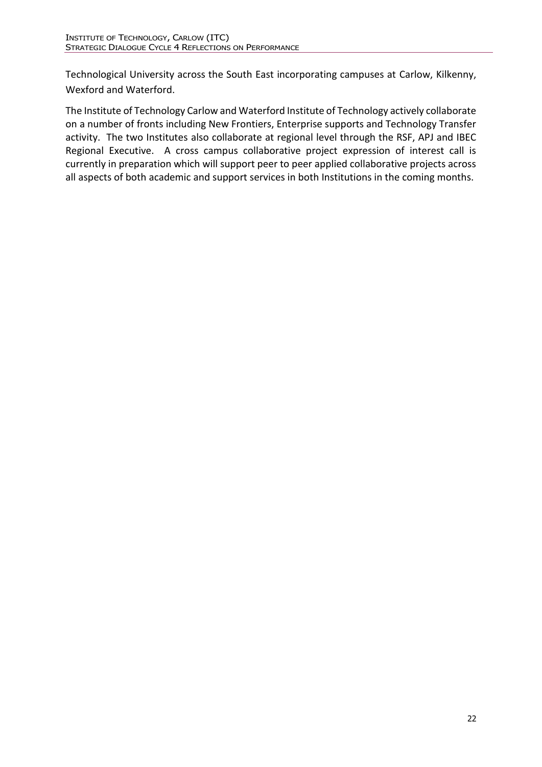Technological University across the South East incorporating campuses at Carlow, Kilkenny, Wexford and Waterford.

The Institute of Technology Carlow and Waterford Institute of Technology actively collaborate on a number of fronts including New Frontiers, Enterprise supports and Technology Transfer activity. The two Institutes also collaborate at regional level through the RSF, APJ and IBEC Regional Executive. A cross campus collaborative project expression of interest call is currently in preparation which will support peer to peer applied collaborative projects across all aspects of both academic and support services in both Institutions in the coming months.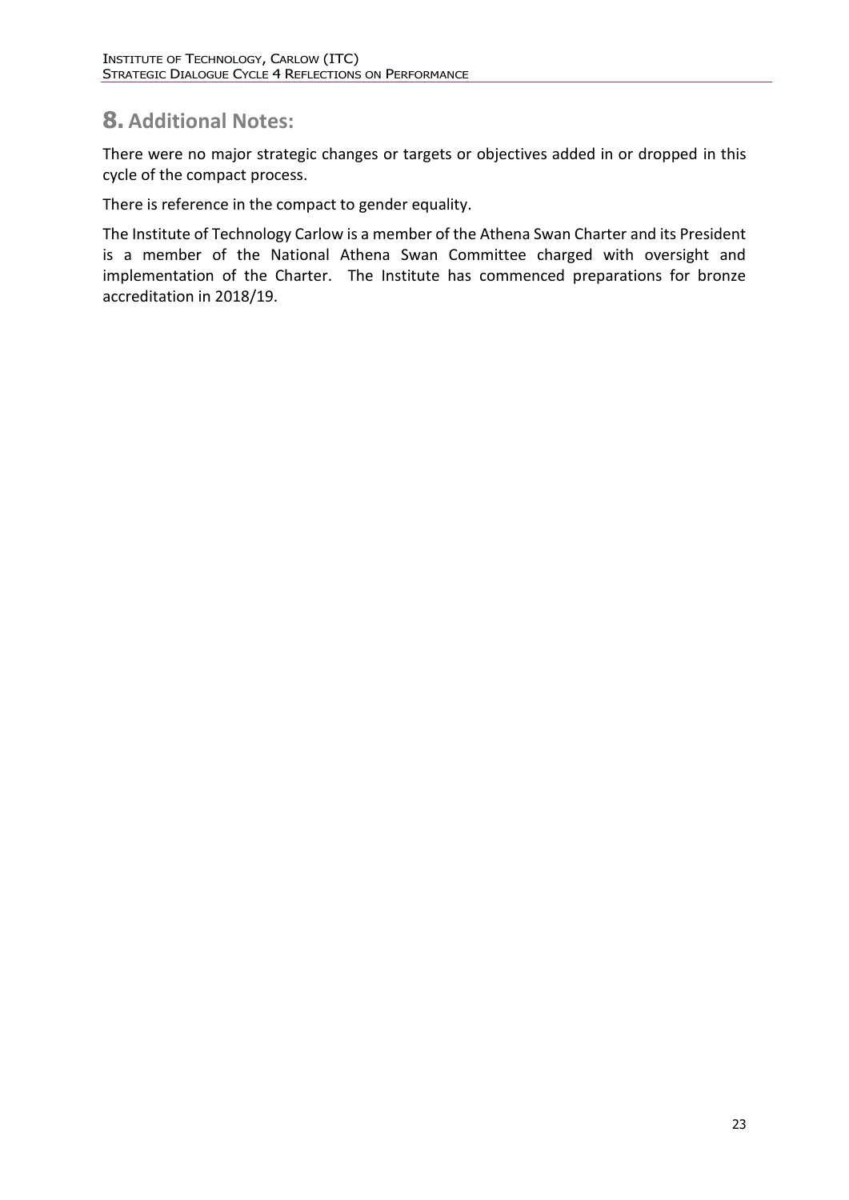## 8. Additional Notes:

There were no major strategic changes or targets or objectives added in or dropped in this cycle of the compact process.

There is reference in the compact to gender equality.

The Institute of Technology Carlow is a member of the Athena Swan Charter and its President is a member of the National Athena Swan Committee charged with oversight and implementation of the Charter. The Institute has commenced preparations for bronze accreditation in 2018/19.